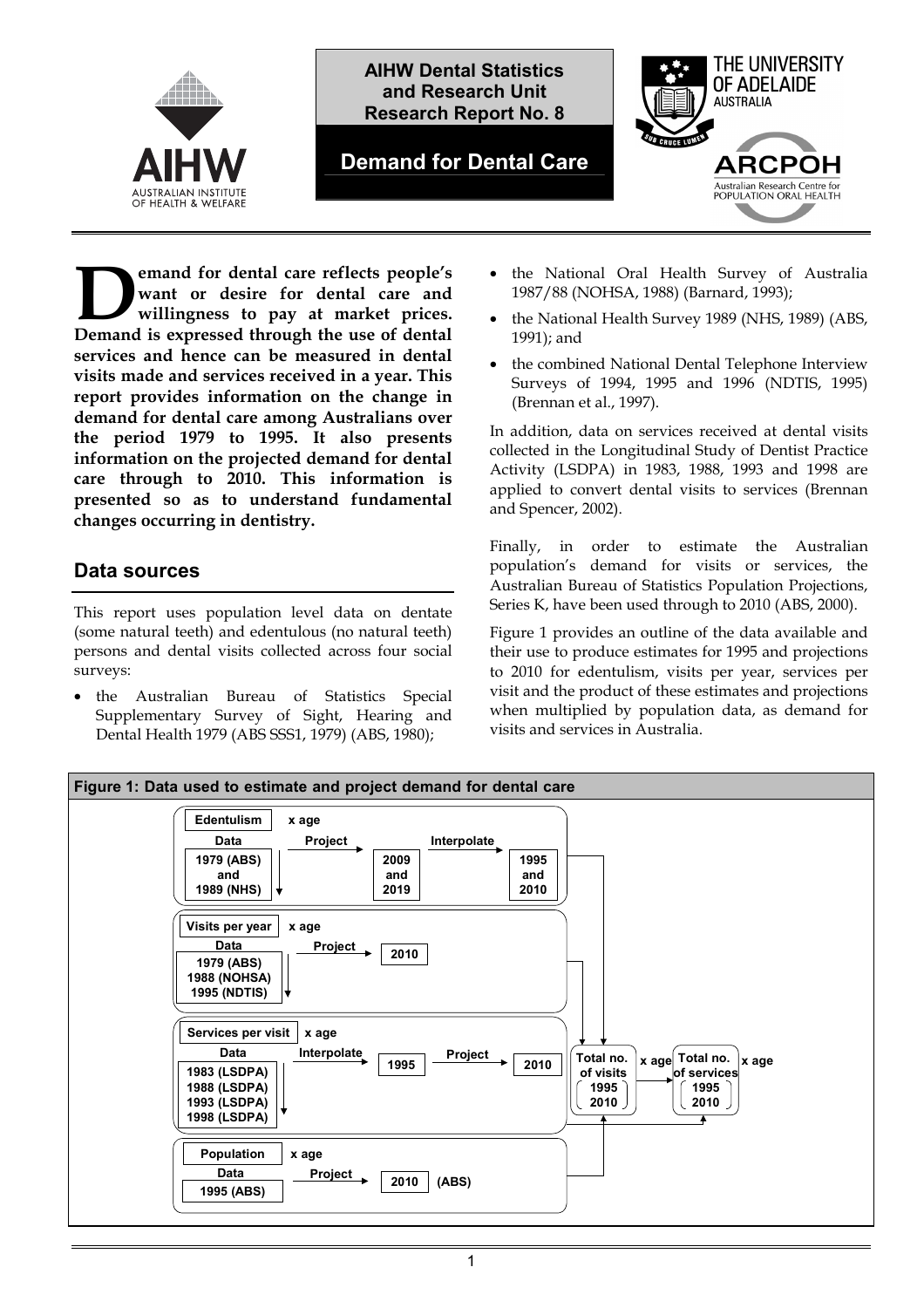AIHW Dental Statistics and Research Unit Research Report No. 8

# Demand for Dental Care

**Demand for dental care reflects people's want or desire for dental care and willingness to pay at market prices. Demand is expressed through the use of dental services and hence can be measured in dental visits made and services received in a year. This report provides information on the change in demand for dental care among Australians over the period 1979 to 1995. It also presents information on the projected demand for dental care through to 2010. This information is presented so as to understand fundamental changes occurring in dentistry.**

## Data sources

This report uses population level data on dentate (some natural teeth) and edentulous (no natural teeth) persons and dental visits collected across four social surveys:

- the Australian Bureau of Statistics Special Supplementary Survey of Sight, Hearing and Dental Health 1979 (ABS SSS1, 1979) (ABS, 1980);
- the National Oral Health Survey of Australia 1987/88 (NOHSA, 1988) (Barnard, 1993);
- the National Health Survey 1989 (NHS, 1989) (ABS, 1991); and
- the combined National Dental Telephone Interview Surveys of 1994, 1995 and 1996 (NDTIS, 1995) (Brennan et al., 1997).

In addition, data on services received at dental visits collected in the Longitudinal Study of Dentist Practice Activity (LSDPA) in 1983, 1988, 1993 and 1998 are applied to convert dental visits to services (Brennan and Spencer, 2002).

Finally, in order to estimate the Australian population's demand for visits or services, the Australian Bureau of Statistics Population Projections, Series K, have been used through to 2010 (ABS, 2000).

Figure 1 provides an outline of the data available and their use to produce estimates for 1995 and projections to 2010 for edentulism, visits per year, services per visit and the product of these estimates and projections when multiplied by population data, as demand for visits and services in Australia.

**Figure 1: Data used to estimate and project demand for dental care**

| Component | Data | Step | Output | Step | Output |
|---|---|---|---|---|---|
| Edentulism x age | 1979 (ABS) and 1989 (NHS) | Project | 2009 and 2019 | Interpolate | 1995 and 2010 |
| Visits per year x age | 1979 (ABS), 1988 (NOHSA), 1995 (NDTIS) | Project | 2010 | | |
| Services per visit x age | 1983 (LSDPA), 1988 (LSDPA), 1993 (LSDPA), 1998 (LSDPA) | Interpolate | 1995 | Project | 2010 |
| Population x age | 1995 (ABS) | Project | 2010 (ABS) | | |

Edentulism, visits per year and population → Total no. of visits (1995, 2010) x age; × services per visit → Total no. of services (1995, 2010) x age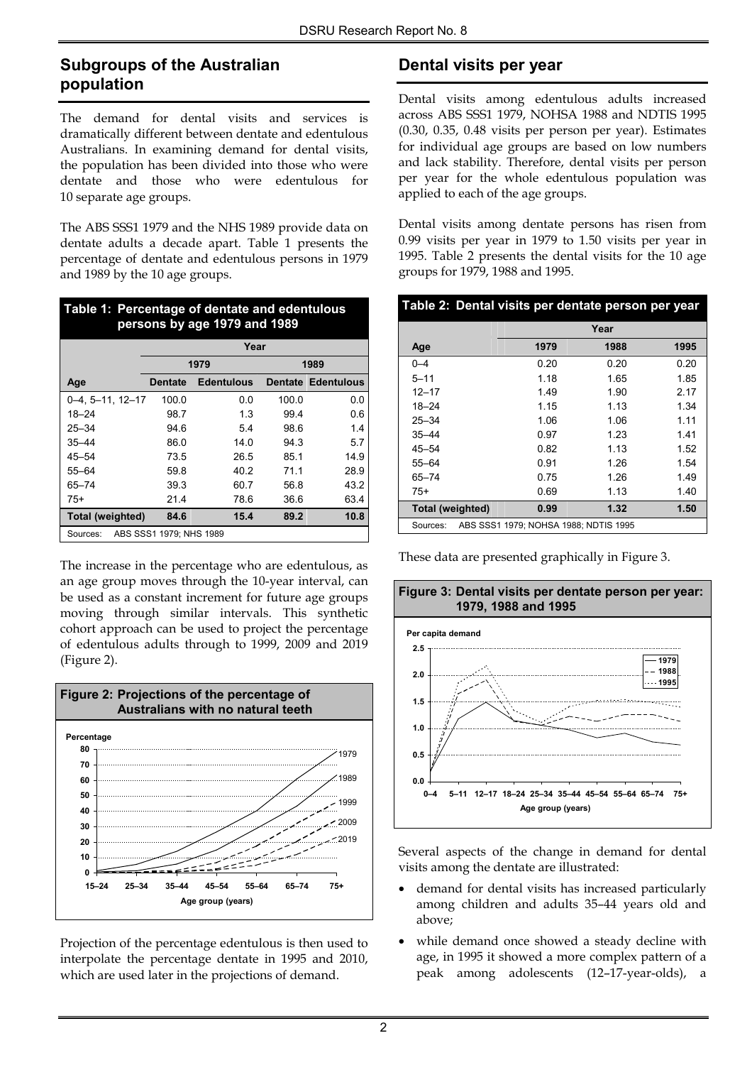## Subgroups of the Australian population

The demand for dental visits and services is dramatically different between dentate and edentulous Australians. In examining demand for dental visits, the population has been divided into those who were dentate and those who were edentulous for 10 separate age groups.

The ABS SSS1 1979 and the NHS 1989 provide data on dentate adults a decade apart. Table 1 presents the percentage of dentate and edentulous persons in 1979 and 1989 by the 10 age groups.

**Table 1: Percentage of dentate and edentulous persons by age 1979 and 1989**

| | Year | | | |
|---|---|---|---|---|
| | 1979 | | 1989 | |
| Age | Dentate | Edentulous | Dentate | Edentulous |
| 0–4, 5–11, 12–17 | 100.0 | 0.0 | 100.0 | 0.0 |
| 18–24 | 98.7 | 1.3 | 99.4 | 0.6 |
| 25–34 | 94.6 | 5.4 | 98.6 | 1.4 |
| 35–44 | 86.0 | 14.0 | 94.3 | 5.7 |
| 45–54 | 73.5 | 26.5 | 85.1 | 14.9 |
| 55–64 | 59.8 | 40.2 | 71.1 | 28.9 |
| 65–74 | 39.3 | 60.7 | 56.8 | 43.2 |
| 75+ | 21.4 | 78.6 | 36.6 | 63.4 |
| **Total (weighted)** | **84.6** | **15.4** | **89.2** | **10.8** |

Sources: ABS SSS1 1979; NHS 1989

The increase in the percentage who are edentulous, as an age group moves through the 10-year interval, can be used as a constant increment for future age groups moving through similar intervals. This synthetic cohort approach can be used to project the percentage of edentulous adults through to 1999, 2009 and 2019 (Figure 2).

**Figure 2: Projections of the percentage of Australians with no natural teeth**

Projection of the percentage edentulous is then used to interpolate the percentage dentate in 1995 and 2010, which are used later in the projections of demand.

## Dental visits per year

Dental visits among edentulous adults increased across ABS SSS1 1979, NOHSA 1988 and NDTIS 1995 (0.30, 0.35, 0.48 visits per person per year). Estimates for individual age groups are based on low numbers and lack stability. Therefore, dental visits per person per year for the whole edentulous population was applied to each of the age groups.

Dental visits among dentate persons has risen from 0.99 visits per year in 1979 to 1.50 visits per year in 1995. Table 2 presents the dental visits for the 10 age groups for 1979, 1988 and 1995.

**Table 2: Dental visits per dentate person per year**

| | Year | | |
|---|---|---|---|
| Age | 1979 | 1988 | 1995 |
| 0–4 | 0.20 | 0.20 | 0.20 |
| 5–11 | 1.18 | 1.65 | 1.85 |
| 12–17 | 1.49 | 1.90 | 2.17 |
| 18–24 | 1.15 | 1.13 | 1.34 |
| 25–34 | 1.06 | 1.06 | 1.11 |
| 35–44 | 0.97 | 1.23 | 1.41 |
| 45–54 | 0.82 | 1.13 | 1.52 |
| 55–64 | 0.91 | 1.26 | 1.54 |
| 65–74 | 0.75 | 1.26 | 1.49 |
| 75+ | 0.69 | 1.13 | 1.40 |
| **Total (weighted)** | **0.99** | **1.32** | **1.50** |

Sources: ABS SSS1 1979; NOHSA 1988; NDTIS 1995

These data are presented graphically in Figure 3.

**Figure 3: Dental visits per dentate person per year: 1979, 1988 and 1995**

Several aspects of the change in demand for dental visits among the dentate are illustrated:

- demand for dental visits has increased particularly among children and adults 35–44 years old and above;
- while demand once showed a steady decline with age, in 1995 it showed a more complex pattern of a peak among adolescents (12–17-year-olds), a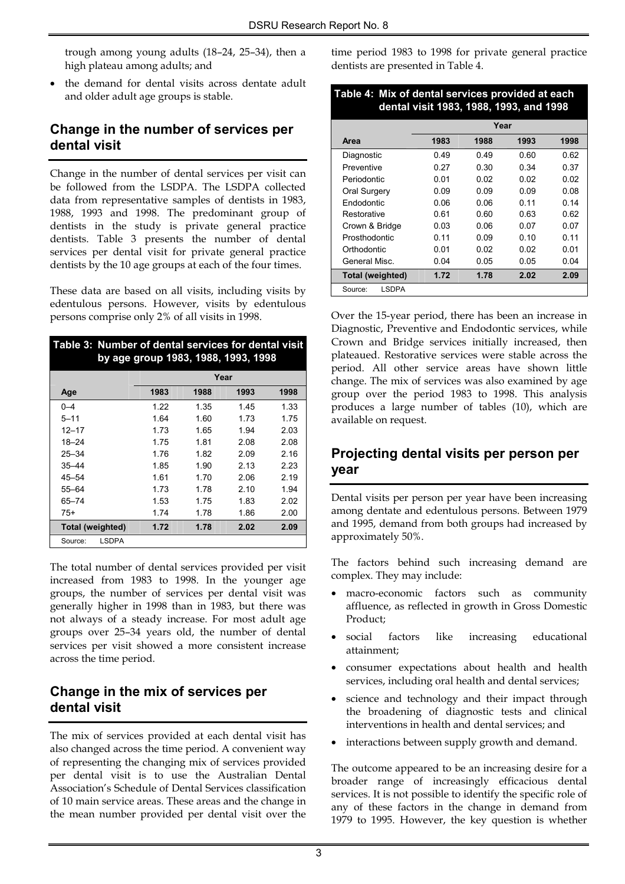trough among young adults (18–24, 25–34), then a high plateau among adults; and

- the demand for dental visits across dentate adult and older adult age groups is stable.

## Change in the number of services per dental visit

Change in the number of dental services per visit can be followed from the LSDPA. The LSDPA collected data from representative samples of dentists in 1983, 1988, 1993 and 1998. The predominant group of dentists in the study is private general practice dentists. Table 3 presents the number of dental services per dental visit for private general practice dentists by the 10 age groups at each of the four times.

These data are based on all visits, including visits by edentulous persons. However, visits by edentulous persons comprise only 2% of all visits in 1998.

**Table 3: Number of dental services for dental visit by age group 1983, 1988, 1993, 1998**

| | Year | | | |
|---|---|---|---|---|
| **Age** | **1983** | **1988** | **1993** | **1998** |
| 0–4 | 1.22 | 1.35 | 1.45 | 1.33 |
| 5–11 | 1.64 | 1.60 | 1.73 | 1.75 |
| 12–17 | 1.73 | 1.65 | 1.94 | 2.03 |
| 18–24 | 1.75 | 1.81 | 2.08 | 2.08 |
| 25–34 | 1.76 | 1.82 | 2.09 | 2.16 |
| 35–44 | 1.85 | 1.90 | 2.13 | 2.23 |
| 45–54 | 1.61 | 1.70 | 2.06 | 2.19 |
| 55–64 | 1.73 | 1.78 | 2.10 | 1.94 |
| 65–74 | 1.53 | 1.75 | 1.83 | 2.02 |
| 75+ | 1.74 | 1.78 | 1.86 | 2.00 |
| **Total (weighted)** | **1.72** | **1.78** | **2.02** | **2.09** |

Source: LSDPA

The total number of dental services provided per visit increased from 1983 to 1998. In the younger age groups, the number of services per dental visit was generally higher in 1998 than in 1983, but there was not always of a steady increase. For most adult age groups over 25–34 years old, the number of dental services per visit showed a more consistent increase across the time period.

## Change in the mix of services per dental visit

The mix of services provided at each dental visit has also changed across the time period. A convenient way of representing the changing mix of services provided per dental visit is to use the Australian Dental Association's Schedule of Dental Services classification of 10 main service areas. These areas and the change in the mean number provided per dental visit over the time period 1983 to 1998 for private general practice dentists are presented in Table 4.

**Table 4: Mix of dental services provided at each dental visit 1983, 1988, 1993, and 1998**

| | Year | | | |
|---|---|---|---|---|
| **Area** | **1983** | **1988** | **1993** | **1998** |
| Diagnostic | 0.49 | 0.49 | 0.60 | 0.62 |
| Preventive | 0.27 | 0.30 | 0.34 | 0.37 |
| Periodontic | 0.01 | 0.02 | 0.02 | 0.02 |
| Oral Surgery | 0.09 | 0.09 | 0.09 | 0.08 |
| Endodontic | 0.06 | 0.06 | 0.11 | 0.14 |
| Restorative | 0.61 | 0.60 | 0.63 | 0.62 |
| Crown & Bridge | 0.03 | 0.06 | 0.07 | 0.07 |
| Prosthodontic | 0.11 | 0.09 | 0.10 | 0.11 |
| Orthodontic | 0.01 | 0.02 | 0.02 | 0.01 |
| General Misc. | 0.04 | 0.05 | 0.05 | 0.04 |
| **Total (weighted)** | **1.72** | **1.78** | **2.02** | **2.09** |

Source: LSDPA

Over the 15-year period, there has been an increase in Diagnostic, Preventive and Endodontic services, while Crown and Bridge services initially increased, then plateaued. Restorative services were stable across the period. All other service areas have shown little change. The mix of services was also examined by age group over the period 1983 to 1998. This analysis produces a large number of tables (10), which are available on request.

## Projecting dental visits per person per year

Dental visits per person per year have been increasing among dentate and edentulous persons. Between 1979 and 1995, demand from both groups had increased by approximately 50%.

The factors behind such increasing demand are complex. They may include:

- macro-economic factors such as community affluence, as reflected in growth in Gross Domestic Product;
- social factors like increasing educational attainment;
- consumer expectations about health and health services, including oral health and dental services;
- science and technology and their impact through the broadening of diagnostic tests and clinical interventions in health and dental services; and
- interactions between supply growth and demand.

The outcome appeared to be an increasing desire for a broader range of increasingly efficacious dental services. It is not possible to identify the specific role of any of these factors in the change in demand from 1979 to 1995. However, the key question is whether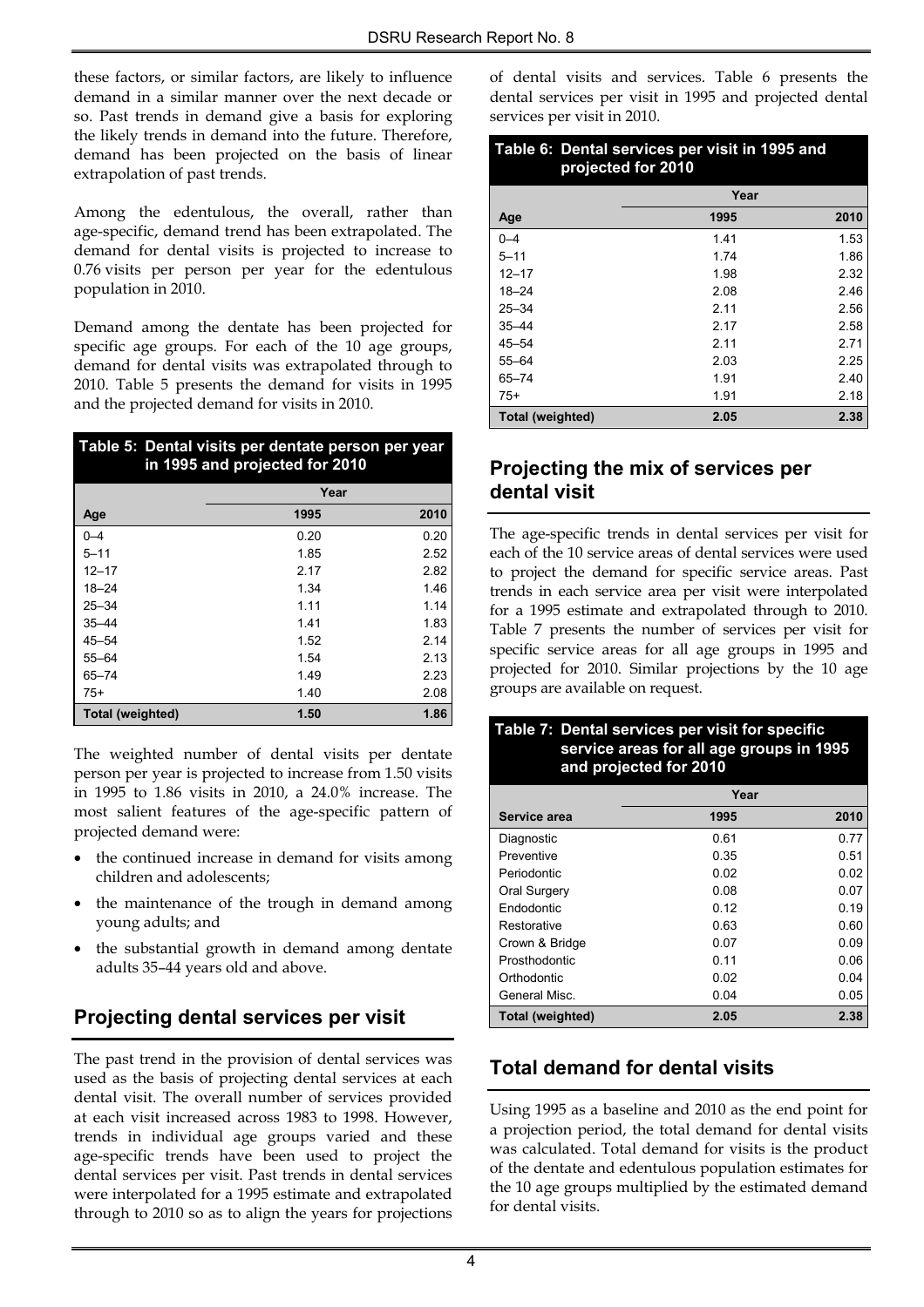these factors, or similar factors, are likely to influence demand in a similar manner over the next decade or so. Past trends in demand give a basis for exploring the likely trends in demand into the future. Therefore, demand has been projected on the basis of linear extrapolation of past trends.

Among the edentulous, the overall, rather than age-specific, demand trend has been extrapolated. The demand for dental visits is projected to increase to 0.76 visits per person per year for the edentulous population in 2010.

Demand among the dentate has been projected for specific age groups. For each of the 10 age groups, demand for dental visits was extrapolated through to 2010. Table 5 presents the demand for visits in 1995 and the projected demand for visits in 2010.

**Table 5: Dental visits per dentate person per year in 1995 and projected for 2010**

| | Year | |
|---|---|---|
| **Age** | **1995** | **2010** |
| 0–4 | 0.20 | 0.20 |
| 5–11 | 1.85 | 2.52 |
| 12–17 | 2.17 | 2.82 |
| 18–24 | 1.34 | 1.46 |
| 25–34 | 1.11 | 1.14 |
| 35–44 | 1.41 | 1.83 |
| 45–54 | 1.52 | 2.14 |
| 55–64 | 1.54 | 2.13 |
| 65–74 | 1.49 | 2.23 |
| 75+ | 1.40 | 2.08 |
| **Total (weighted)** | **1.50** | **1.86** |

The weighted number of dental visits per dentate person per year is projected to increase from 1.50 visits in 1995 to 1.86 visits in 2010, a 24.0% increase. The most salient features of the age-specific pattern of projected demand were:

- the continued increase in demand for visits among children and adolescents;
- the maintenance of the trough in demand among young adults; and
- the substantial growth in demand among dentate adults 35–44 years old and above.

## Projecting dental services per visit

The past trend in the provision of dental services was used as the basis of projecting dental services at each dental visit. The overall number of services provided at each visit increased across 1983 to 1998. However, trends in individual age groups varied and these age-specific trends have been used to project the dental services per visit. Past trends in dental services were interpolated for a 1995 estimate and extrapolated through to 2010 so as to align the years for projections of dental visits and services. Table 6 presents the dental services per visit in 1995 and projected dental services per visit in 2010.

**Table 6: Dental services per visit in 1995 and projected for 2010**

| | Year | |
|---|---|---|
| **Age** | **1995** | **2010** |
| 0–4 | 1.41 | 1.53 |
| 5–11 | 1.74 | 1.86 |
| 12–17 | 1.98 | 2.32 |
| 18–24 | 2.08 | 2.46 |
| 25–34 | 2.11 | 2.56 |
| 35–44 | 2.17 | 2.58 |
| 45–54 | 2.11 | 2.71 |
| 55–64 | 2.03 | 2.25 |
| 65–74 | 1.91 | 2.40 |
| 75+ | 1.91 | 2.18 |
| **Total (weighted)** | **2.05** | **2.38** |

## Projecting the mix of services per dental visit

The age-specific trends in dental services per visit for each of the 10 service areas of dental services were used to project the demand for specific service areas. Past trends in each service area per visit were interpolated for a 1995 estimate and extrapolated through to 2010. Table 7 presents the number of services per visit for specific service areas for all age groups in 1995 and projected for 2010. Similar projections by the 10 age groups are available on request.

**Table 7: Dental services per visit for specific service areas for all age groups in 1995 and projected for 2010**

| | Year | |
|---|---|---|
| **Service area** | **1995** | **2010** |
| Diagnostic | 0.61 | 0.77 |
| Preventive | 0.35 | 0.51 |
| Periodontic | 0.02 | 0.02 |
| Oral Surgery | 0.08 | 0.07 |
| Endodontic | 0.12 | 0.19 |
| Restorative | 0.63 | 0.60 |
| Crown & Bridge | 0.07 | 0.09 |
| Prosthodontic | 0.11 | 0.06 |
| Orthodontic | 0.02 | 0.04 |
| General Misc. | 0.04 | 0.05 |
| **Total (weighted)** | **2.05** | **2.38** |

## Total demand for dental visits

Using 1995 as a baseline and 2010 as the end point for a projection period, the total demand for dental visits was calculated. Total demand for visits is the product of the dentate and edentulous population estimates for the 10 age groups multiplied by the estimated demand for dental visits.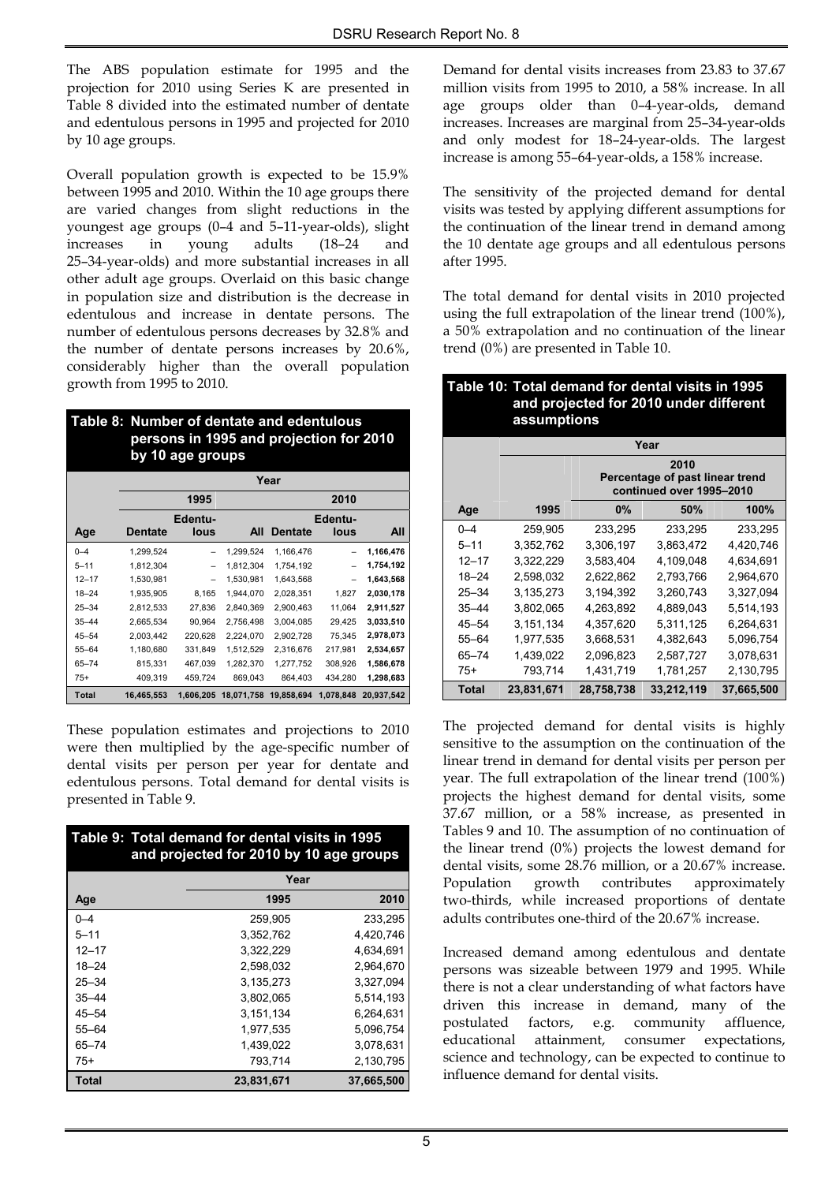The ABS population estimate for 1995 and the projection for 2010 using Series K are presented in Table 8 divided into the estimated number of dentate and edentulous persons in 1995 and projected for 2010 by 10 age groups.

Overall population growth is expected to be 15.9% between 1995 and 2010. Within the 10 age groups there are varied changes from slight reductions in the youngest age groups (0–4 and 5–11-year-olds), slight increases in young adults (18–24 and 25–34-year-olds) and more substantial increases in all other adult age groups. Overlaid on this basic change in population size and distribution is the decrease in edentulous and increase in dentate persons. The number of edentulous persons decreases by 32.8% and the number of dentate persons increases by 20.6%, considerably higher than the overall population growth from 1995 to 2010.

**Table 8: Number of dentate and edentulous persons in 1995 and projection for 2010 by 10 age groups**

| | Year | | | | | |
|---|---|---|---|---|---|---|
| | 1995 | | | 2010 | | |
| Age | Dentate | Edentu-lous | All | Dentate | Edentu-lous | All |
| 0–4 | 1,299,524 | – | 1,299,524 | 1,166,476 | – | **1,166,476** |
| 5–11 | 1,812,304 | – | 1,812,304 | 1,754,192 | – | **1,754,192** |
| 12–17 | 1,530,981 | – | 1,530,981 | 1,643,568 | – | **1,643,568** |
| 18–24 | 1,935,905 | 8,165 | 1,944,070 | 2,028,351 | 1,827 | **2,030,178** |
| 25–34 | 2,812,533 | 27,836 | 2,840,369 | 2,900,463 | 11,064 | **2,911,527** |
| 35–44 | 2,665,534 | 90,964 | 2,756,498 | 3,004,085 | 29,425 | **3,033,510** |
| 45–54 | 2,003,442 | 220,628 | 2,224,070 | 2,902,728 | 75,345 | **2,978,073** |
| 55–64 | 1,180,680 | 331,849 | 1,512,529 | 2,316,676 | 217,981 | **2,534,657** |
| 65–74 | 815,331 | 467,039 | 1,282,370 | 1,277,752 | 308,926 | **1,586,678** |
| 75+ | 409,319 | 459,724 | 869,043 | 864,403 | 434,280 | **1,298,683** |
| **Total** | **16,465,553** | **1,606,205** | **18,071,758** | **19,858,694** | **1,078,848** | **20,937,542** |

These population estimates and projections to 2010 were then multiplied by the age-specific number of dental visits per person per year for dentate and edentulous persons. Total demand for dental visits is presented in Table 9.

**Table 9: Total demand for dental visits in 1995 and projected for 2010 by 10 age groups**

| | Year | |
|---|---|---|
| Age | 1995 | 2010 |
| 0–4 | 259,905 | 233,295 |
| 5–11 | 3,352,762 | 4,420,746 |
| 12–17 | 3,322,229 | 4,634,691 |
| 18–24 | 2,598,032 | 2,964,670 |
| 25–34 | 3,135,273 | 3,327,094 |
| 35–44 | 3,802,065 | 5,514,193 |
| 45–54 | 3,151,134 | 6,264,631 |
| 55–64 | 1,977,535 | 5,096,754 |
| 65–74 | 1,439,022 | 3,078,631 |
| 75+ | 793,714 | 2,130,795 |
| **Total** | **23,831,671** | **37,665,500** |

Demand for dental visits increases from 23.83 to 37.67 million visits from 1995 to 2010, a 58% increase. In all age groups older than 0–4-year-olds, demand increases. Increases are marginal from 25–34-year-olds and only modest for 18–24-year-olds. The largest increase is among 55–64-year-olds, a 158% increase.

The sensitivity of the projected demand for dental visits was tested by applying different assumptions for the continuation of the linear trend in demand among the 10 dentate age groups and all edentulous persons after 1995.

The total demand for dental visits in 2010 projected using the full extrapolation of the linear trend (100%), a 50% extrapolation and no continuation of the linear trend (0%) are presented in Table 10.

**Table 10: Total demand for dental visits in 1995 and projected for 2010 under different assumptions**

| | Year | | | |
|---|---|---|---|---|
| | | 2010 Percentage of past linear trend continued over 1995–2010 | | |
| Age | 1995 | 0% | 50% | 100% |
| 0–4 | 259,905 | 233,295 | 233,295 | 233,295 |
| 5–11 | 3,352,762 | 3,306,197 | 3,863,472 | 4,420,746 |
| 12–17 | 3,322,229 | 3,583,404 | 4,109,048 | 4,634,691 |
| 18–24 | 2,598,032 | 2,622,862 | 2,793,766 | 2,964,670 |
| 25–34 | 3,135,273 | 3,194,392 | 3,260,743 | 3,327,094 |
| 35–44 | 3,802,065 | 4,263,892 | 4,889,043 | 5,514,193 |
| 45–54 | 3,151,134 | 4,357,620 | 5,311,125 | 6,264,631 |
| 55–64 | 1,977,535 | 3,668,531 | 4,382,643 | 5,096,754 |
| 65–74 | 1,439,022 | 2,096,823 | 2,587,727 | 3,078,631 |
| 75+ | 793,714 | 1,431,719 | 1,781,257 | 2,130,795 |
| **Total** | **23,831,671** | **28,758,738** | **33,212,119** | **37,665,500** |

The projected demand for dental visits is highly sensitive to the assumption on the continuation of the linear trend in demand for dental visits per person per year. The full extrapolation of the linear trend (100%) projects the highest demand for dental visits, some 37.67 million, or a 58% increase, as presented in Tables 9 and 10. The assumption of no continuation of the linear trend (0%) projects the lowest demand for dental visits, some 28.76 million, or a 20.67% increase. Population growth contributes approximately two-thirds, while increased proportions of dentate adults contributes one-third of the 20.67% increase.

Increased demand among edentulous and dentate persons was sizeable between 1979 and 1995. While there is not a clear understanding of what factors have driven this increase in demand, many of the postulated factors, e.g. community affluence, educational attainment, consumer expectations, science and technology, can be expected to continue to influence demand for dental visits.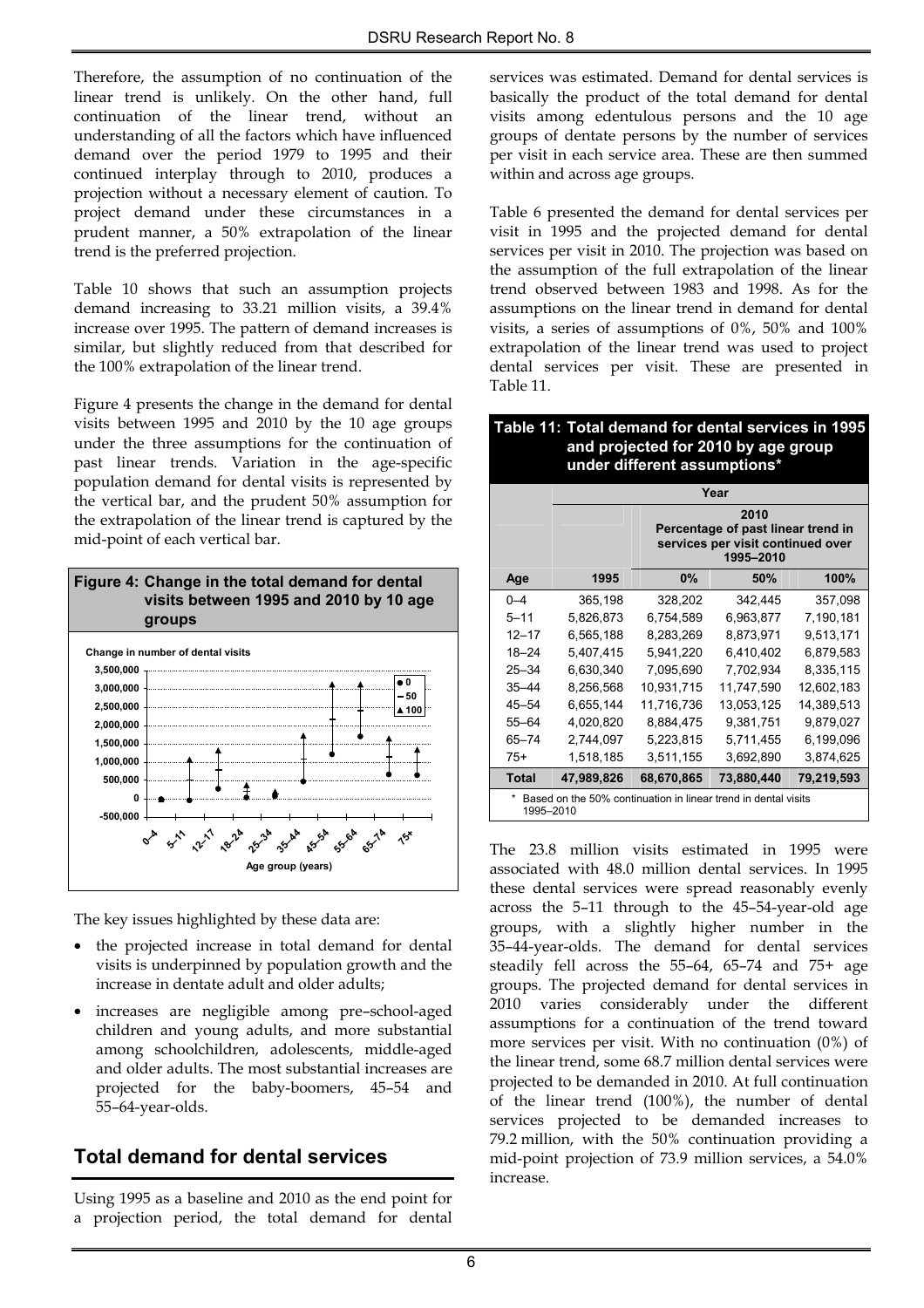Therefore, the assumption of no continuation of the linear trend is unlikely. On the other hand, full continuation of the linear trend, without an understanding of all the factors which have influenced demand over the period 1979 to 1995 and their continued interplay through to 2010, produces a projection without a necessary element of caution. To project demand under these circumstances in a prudent manner, a 50% extrapolation of the linear trend is the preferred projection.

Table 10 shows that such an assumption projects demand increasing to 33.21 million visits, a 39.4% increase over 1995. The pattern of demand increases is similar, but slightly reduced from that described for the 100% extrapolation of the linear trend.

Figure 4 presents the change in the demand for dental visits between 1995 and 2010 by the 10 age groups under the three assumptions for the continuation of past linear trends. Variation in the age-specific population demand for dental visits is represented by the vertical bar, and the prudent 50% assumption for the extrapolation of the linear trend is captured by the mid-point of each vertical bar.

**Figure 4: Change in the total demand for dental visits between 1995 and 2010 by 10 age groups**

The key issues highlighted by these data are:

- the projected increase in total demand for dental visits is underpinned by population growth and the increase in dentate adult and older adults;
- increases are negligible among pre–school-aged children and young adults, and more substantial among schoolchildren, adolescents, middle-aged and older adults. The most substantial increases are projected for the baby-boomers, 45–54 and 55–64-year-olds.

## Total demand for dental services

Using 1995 as a baseline and 2010 as the end point for a projection period, the total demand for dental services was estimated. Demand for dental services is basically the product of the total demand for dental visits among edentulous persons and the 10 age groups of dentate persons by the number of services per visit in each service area. These are then summed within and across age groups.

Table 6 presented the demand for dental services per visit in 1995 and the projected demand for dental services per visit in 2010. The projection was based on the assumption of the full extrapolation of the linear trend observed between 1983 and 1998. As for the assumptions on the linear trend in demand for dental visits, a series of assumptions of 0%, 50% and 100% extrapolation of the linear trend was used to project dental services per visit. These are presented in Table 11.

**Table 11: Total demand for dental services in 1995 and projected for 2010 by age group under different assumptions***

| | Year | | | |
|---|---|---|---|---|
| | | 2010 Percentage of past linear trend in services per visit continued over 1995–2010 | | |
| Age | 1995 | 0% | 50% | 100% |
| 0–4 | 365,198 | 328,202 | 342,445 | 357,098 |
| 5–11 | 5,826,873 | 6,754,589 | 6,963,877 | 7,190,181 |
| 12–17 | 6,565,188 | 8,283,269 | 8,873,971 | 9,513,171 |
| 18–24 | 5,407,415 | 5,941,220 | 6,410,402 | 6,879,583 |
| 25–34 | 6,630,340 | 7,095,690 | 7,702,934 | 8,335,115 |
| 35–44 | 8,256,568 | 10,931,715 | 11,747,590 | 12,602,183 |
| 45–54 | 6,655,144 | 11,716,736 | 13,053,125 | 14,389,513 |
| 55–64 | 4,020,820 | 8,884,475 | 9,381,751 | 9,879,027 |
| 65–74 | 2,744,097 | 5,223,815 | 5,711,455 | 6,199,096 |
| 75+ | 1,518,185 | 3,511,155 | 3,692,890 | 3,874,625 |
| **Total** | **47,989,826** | **68,670,865** | **73,880,440** | **79,219,593** |

\* Based on the 50% continuation in linear trend in dental visits 1995–2010

The 23.8 million visits estimated in 1995 were associated with 48.0 million dental services. In 1995 these dental services were spread reasonably evenly across the 5–11 through to the 45–54-year-old age groups, with a slightly higher number in the 35–44-year-olds. The demand for dental services steadily fell across the 55–64, 65–74 and 75+ age groups. The projected demand for dental services in 2010 varies considerably under the different assumptions for a continuation of the trend toward more services per visit. With no continuation (0%) of the linear trend, some 68.7 million dental services were projected to be demanded in 2010. At full continuation of the linear trend (100%), the number of dental services projected to be demanded increases to 79.2 million, with the 50% continuation providing a mid-point projection of 73.9 million services, a 54.0% increase.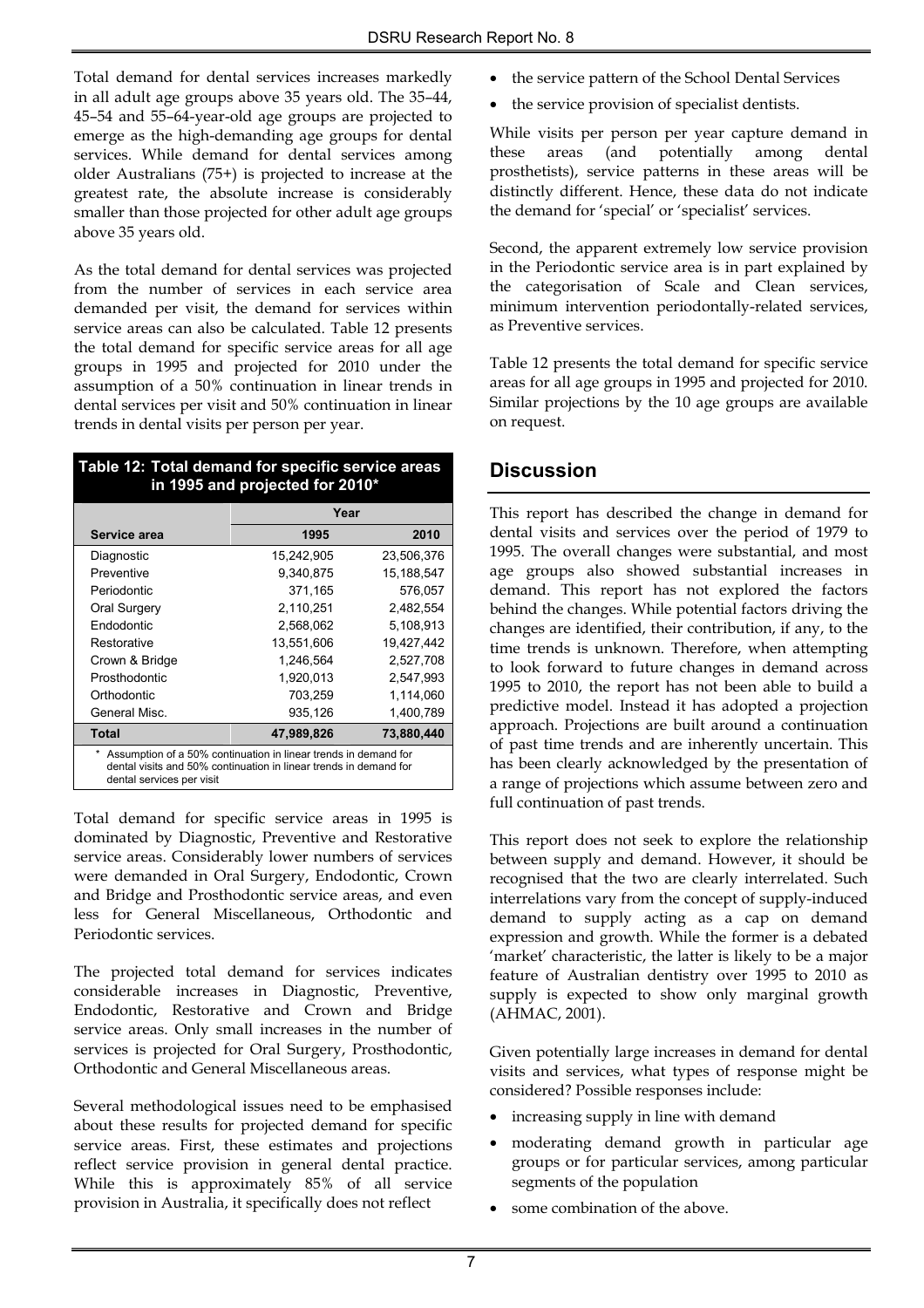Total demand for dental services increases markedly in all adult age groups above 35 years old. The 35–44, 45–54 and 55–64-year-old age groups are projected to emerge as the high-demanding age groups for dental services. While demand for dental services among older Australians (75+) is projected to increase at the greatest rate, the absolute increase is considerably smaller than those projected for other adult age groups above 35 years old.

As the total demand for dental services was projected from the number of services in each service area demanded per visit, the demand for services within service areas can also be calculated. Table 12 presents the total demand for specific service areas for all age groups in 1995 and projected for 2010 under the assumption of a 50% continuation in linear trends in dental services per visit and 50% continuation in linear trends in dental visits per person per year.

**Table 12: Total demand for specific service areas in 1995 and projected for 2010***

| | Year | |
|---|---|---|
| **Service area** | **1995** | **2010** |
| Diagnostic | 15,242,905 | 23,506,376 |
| Preventive | 9,340,875 | 15,188,547 |
| Periodontic | 371,165 | 576,057 |
| Oral Surgery | 2,110,251 | 2,482,554 |
| Endodontic | 2,568,062 | 5,108,913 |
| Restorative | 13,551,606 | 19,427,442 |
| Crown & Bridge | 1,246,564 | 2,527,708 |
| Prosthodontic | 1,920,013 | 2,547,993 |
| Orthodontic | 703,259 | 1,114,060 |
| General Misc. | 935,126 | 1,400,789 |
| **Total** | **47,989,826** | **73,880,440** |

\* Assumption of a 50% continuation in linear trends in demand for dental visits and 50% continuation in linear trends in demand for dental services per visit

Total demand for specific service areas in 1995 is dominated by Diagnostic, Preventive and Restorative service areas. Considerably lower numbers of services were demanded in Oral Surgery, Endodontic, Crown and Bridge and Prosthodontic service areas, and even less for General Miscellaneous, Orthodontic and Periodontic services.

The projected total demand for services indicates considerable increases in Diagnostic, Preventive, Endodontic, Restorative and Crown and Bridge service areas. Only small increases in the number of services is projected for Oral Surgery, Prosthodontic, Orthodontic and General Miscellaneous areas.

Several methodological issues need to be emphasised about these results for projected demand for specific service areas. First, these estimates and projections reflect service provision in general dental practice. While this is approximately 85% of all service provision in Australia, it specifically does not reflect

- the service pattern of the School Dental Services
- the service provision of specialist dentists.

While visits per person per year capture demand in these areas (and potentially among dental prosthetists), service patterns in these areas will be distinctly different. Hence, these data do not indicate the demand for 'special' or 'specialist' services.

Second, the apparent extremely low service provision in the Periodontic service area is in part explained by the categorisation of Scale and Clean services, minimum intervention periodontally-related services, as Preventive services.

Table 12 presents the total demand for specific service areas for all age groups in 1995 and projected for 2010. Similar projections by the 10 age groups are available on request.

## Discussion

This report has described the change in demand for dental visits and services over the period of 1979 to 1995. The overall changes were substantial, and most age groups also showed substantial increases in demand. This report has not explored the factors behind the changes. While potential factors driving the changes are identified, their contribution, if any, to the time trends is unknown. Therefore, when attempting to look forward to future changes in demand across 1995 to 2010, the report has not been able to build a predictive model. Instead it has adopted a projection approach. Projections are built around a continuation of past time trends and are inherently uncertain. This has been clearly acknowledged by the presentation of a range of projections which assume between zero and full continuation of past trends.

This report does not seek to explore the relationship between supply and demand. However, it should be recognised that the two are clearly interrelated. Such interrelations vary from the concept of supply-induced demand to supply acting as a cap on demand expression and growth. While the former is a debated 'market' characteristic, the latter is likely to be a major feature of Australian dentistry over 1995 to 2010 as supply is expected to show only marginal growth (AHMAC, 2001).

Given potentially large increases in demand for dental visits and services, what types of response might be considered? Possible responses include:

- increasing supply in line with demand
- moderating demand growth in particular age groups or for particular services, among particular segments of the population
- some combination of the above.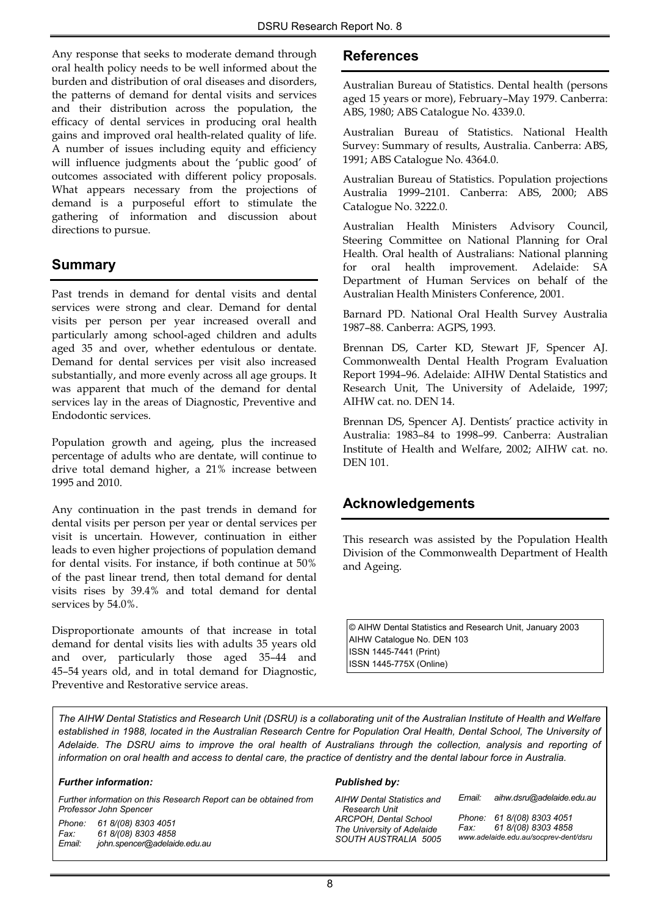Any response that seeks to moderate demand through oral health policy needs to be well informed about the burden and distribution of oral diseases and disorders, the patterns of demand for dental visits and services and their distribution across the population, the efficacy of dental services in producing oral health gains and improved oral health-related quality of life. A number of issues including equity and efficiency will influence judgments about the 'public good' of outcomes associated with different policy proposals. What appears necessary from the projections of demand is a purposeful effort to stimulate the gathering of information and discussion about directions to pursue.

## Summary

Past trends in demand for dental visits and dental services were strong and clear. Demand for dental visits per person per year increased overall and particularly among school-aged children and adults aged 35 and over, whether edentulous or dentate. Demand for dental services per visit also increased substantially, and more evenly across all age groups. It was apparent that much of the demand for dental services lay in the areas of Diagnostic, Preventive and Endodontic services.

Population growth and ageing, plus the increased percentage of adults who are dentate, will continue to drive total demand higher, a 21% increase between 1995 and 2010.

Any continuation in the past trends in demand for dental visits per person per year or dental services per visit is uncertain. However, continuation in either leads to even higher projections of population demand for dental visits. For instance, if both continue at 50% of the past linear trend, then total demand for dental visits rises by 39.4% and total demand for dental services by 54.0%.

Disproportionate amounts of that increase in total demand for dental visits lies with adults 35 years old and over, particularly those aged 35–44 and 45–54 years old, and in total demand for Diagnostic, Preventive and Restorative service areas.

## References

Australian Bureau of Statistics. Dental health (persons aged 15 years or more), February–May 1979. Canberra: ABS, 1980; ABS Catalogue No. 4339.0.

Australian Bureau of Statistics. National Health Survey: Summary of results, Australia. Canberra: ABS, 1991; ABS Catalogue No. 4364.0.

Australian Bureau of Statistics. Population projections Australia 1999–2101. Canberra: ABS, 2000; ABS Catalogue No. 3222.0.

Australian Health Ministers Advisory Council, Steering Committee on National Planning for Oral Health. Oral health of Australians: National planning for oral health improvement. Adelaide: SA Department of Human Services on behalf of the Australian Health Ministers Conference, 2001.

Barnard PD. National Oral Health Survey Australia 1987–88. Canberra: AGPS, 1993.

Brennan DS, Carter KD, Stewart JF, Spencer AJ. Commonwealth Dental Health Program Evaluation Report 1994–96. Adelaide: AIHW Dental Statistics and Research Unit, The University of Adelaide, 1997; AIHW cat. no. DEN 14.

Brennan DS, Spencer AJ. Dentists' practice activity in Australia: 1983–84 to 1998–99. Canberra: Australian Institute of Health and Welfare, 2002; AIHW cat. no. DEN 101.

## Acknowledgements

This research was assisted by the Population Health Division of the Commonwealth Department of Health and Ageing.

© AIHW Dental Statistics and Research Unit, January 2003
AIHW Catalogue No. DEN 103
ISSN 1445-7441 (Print)
ISSN 1445-775X (Online)

*The AIHW Dental Statistics and Research Unit (DSRU) is a collaborating unit of the Australian Institute of Health and Welfare established in 1988, located in the Australian Research Centre for Population Oral Health, Dental School, The University of Adelaide. The DSRU aims to improve the oral health of Australians through the collection, analysis and reporting of information on oral health and access to dental care, the practice of dentistry and the dental labour force in Australia.*

***Further information:***

*Further information on this Research Report can be obtained from Professor John Spencer*

*Phone: 61 8/(08) 8303 4051*
*Fax: 61 8/(08) 8303 4858*
*Email: john.spencer@adelaide.edu.au*

***Published by:***

*AIHW Dental Statistics and Research Unit*
*ARCPOH, Dental School*
*The University of Adelaide*
*SOUTH AUSTRALIA 5005*

*Email: aihw.dsru@adelaide.edu.au*
*Phone: 61 8/(08) 8303 4051*
*Fax: 61 8/(08) 8303 4858*
*www.adelaide.edu.au/socprev-dent/dsru*